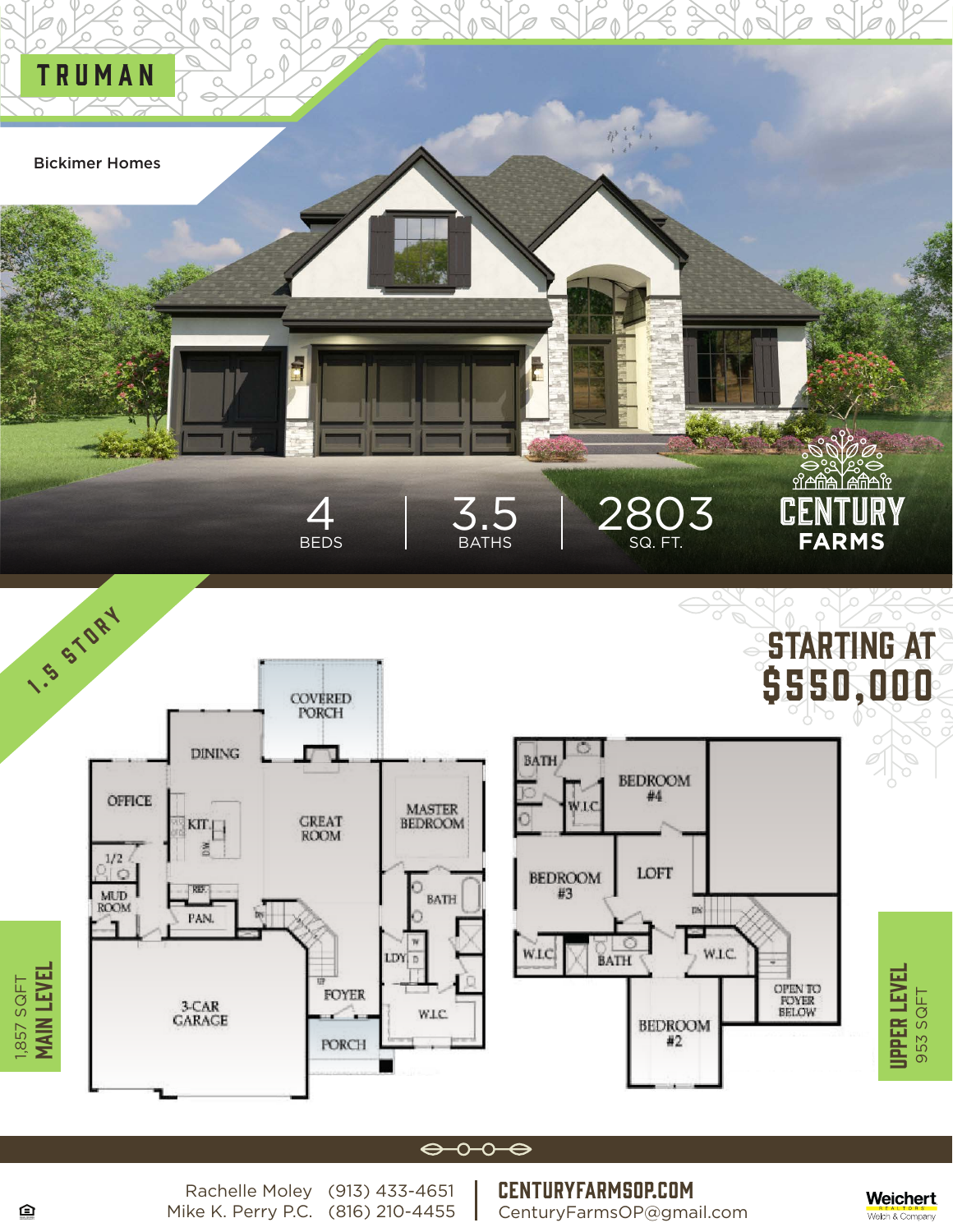# TRUMAN

Bickimer Homes

4 BEDS | 3.5 BATHS | 2803 SQ. FT.

CENTURY FARMS

1.5 STORY

STARTING AT $550,000

COVERED PORCH
DINING
OFFICE
KIT.
D.W.
1/2
MUD ROOM
REF.
PAN.
GREAT ROOM
MASTER BEDROOM
BATH
LDY
W
D
W.I.C.
FOYER
PORCH
3-CAR GARAGE
UP

1,857 SQFT MAIN LEVEL

BATH
W.I.C.
BEDROOM #4
BEDROOM #3
LOFT
DN
W.I.C.
BATH
W.I.C.
OPEN TO FOYER BELOW
BEDROOM #2

UPPER LEVEL 953 SQFT

Rachelle Moley (913) 433-4651
Mike K. Perry P.C. (816) 210-4455

CENTURYFARMSOP.COM
CenturyFarmsOP@gmail.com

Weichert REALTORS Welch & Company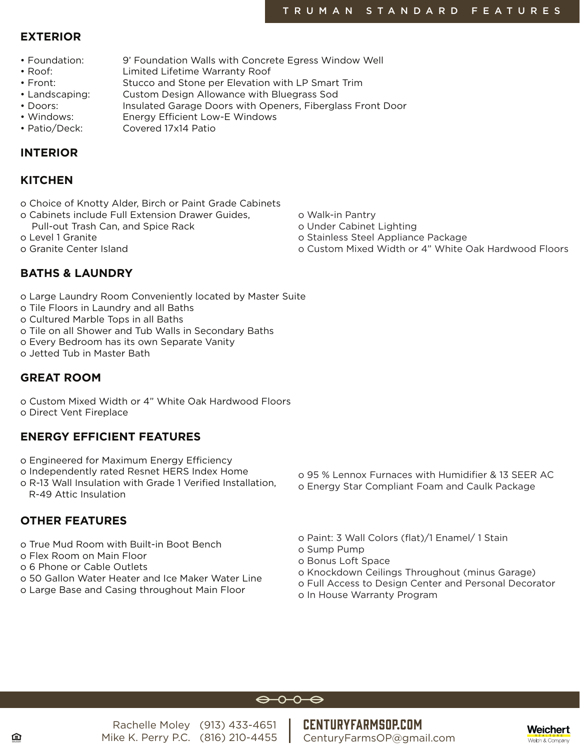# TRUMAN STANDARD FEATURES

## EXTERIOR

- Foundation: 9' Foundation Walls with Concrete Egress Window Well
- Roof: Limited Lifetime Warranty Roof
- Front: Stucco and Stone per Elevation with LP Smart Trim
- Landscaping: Custom Design Allowance with Bluegrass Sod
- Doors: Insulated Garage Doors with Openers, Fiberglass Front Door
- Windows: Energy Efficient Low-E Windows
- Patio/Deck: Covered 17x14 Patio

## INTERIOR

### KITCHEN

- Choice of Knotty Alder, Birch or Paint Grade Cabinets
- Cabinets include Full Extension Drawer Guides, Pull-out Trash Can, and Spice Rack
- Level 1 Granite
- Granite Center Island
- Walk-in Pantry
- Under Cabinet Lighting
- Stainless Steel Appliance Package
- Custom Mixed Width or 4" White Oak Hardwood Floors

### BATHS & LAUNDRY

- Large Laundry Room Conveniently located by Master Suite
- Tile Floors in Laundry and all Baths
- Cultured Marble Tops in all Baths
- Tile on all Shower and Tub Walls in Secondary Baths
- Every Bedroom has its own Separate Vanity
- Jetted Tub in Master Bath

### GREAT ROOM

- Custom Mixed Width or 4" White Oak Hardwood Floors
- Direct Vent Fireplace

### ENERGY EFFICIENT FEATURES

- Engineered for Maximum Energy Efficiency
- Independently rated Resnet HERS Index Home
- R-13 Wall Insulation with Grade 1 Verified Installation, R-49 Attic Insulation
- 95 % Lennox Furnaces with Humidifier & 13 SEER AC
- Energy Star Compliant Foam and Caulk Package

### OTHER FEATURES

- True Mud Room with Built-in Boot Bench
- Flex Room on Main Floor
- 6 Phone or Cable Outlets
- 50 Gallon Water Heater and Ice Maker Water Line
- Large Base and Casing throughout Main Floor
- Paint: 3 Wall Colors (flat)/1 Enamel/ 1 Stain
- Sump Pump
- Bonus Loft Space
- Knockdown Ceilings Throughout (minus Garage)
- Full Access to Design Center and Personal Decorator
- In House Warranty Program

Rachelle Moley (913) 433-4651
Mike K. Perry P.C. (816) 210-4455

CENTURYFARMSOP.COM
CenturyFarmsOP@gmail.com

Weichert Realtors Welch & Company